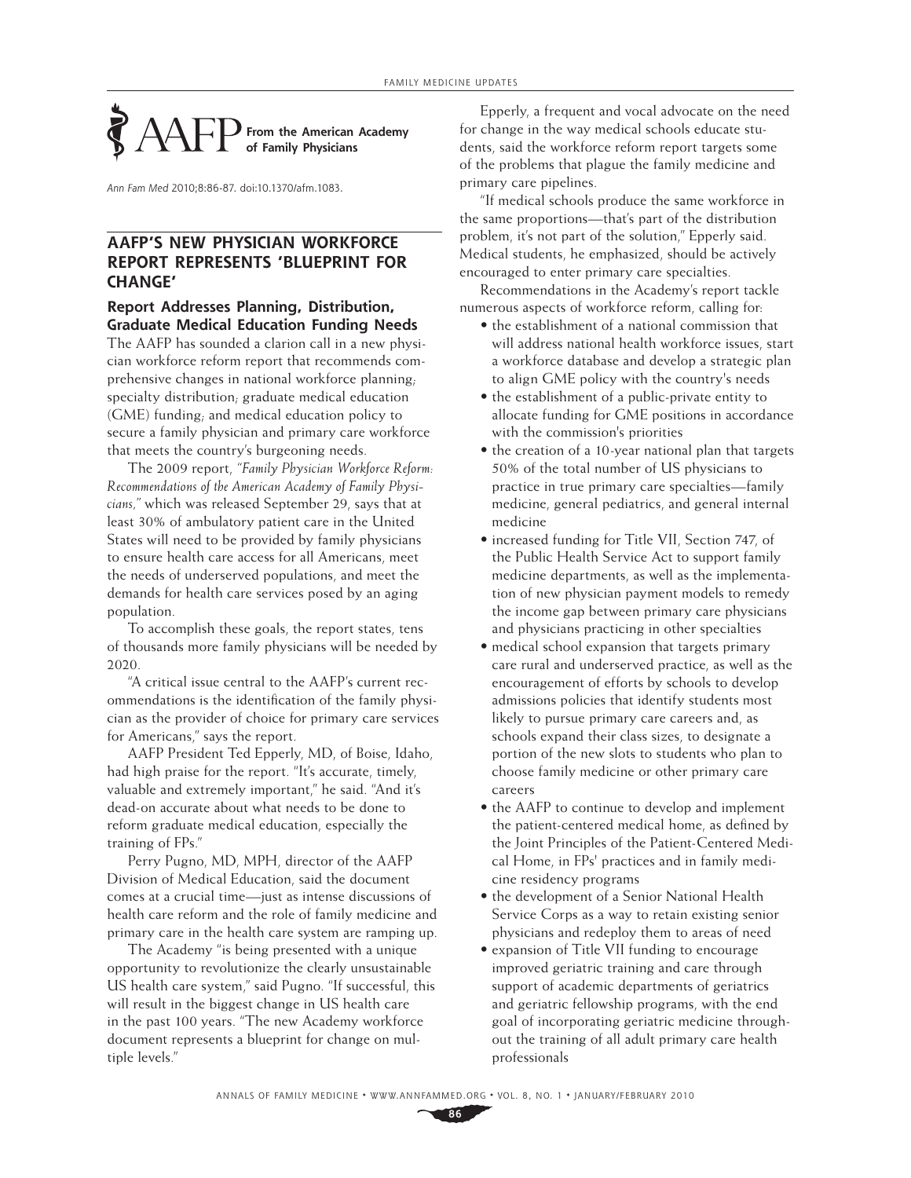AAFP **From the American Academy of Family Physicians**

*Ann Fam Med* 2010;8:86-87. doi:10.1370/afm.1083.

## AAFP'S NEW PHYSICIAN WORKFORCE REPORT REPRESENTS 'BLUEPRINT FOR CHANGE'

### Report Addresses Planning, Distribution, Graduate Medical Education Funding Needs

The AAFP has sounded a clarion call in a new physician workforce reform report that recommends comprehensive changes in national workforce planning; specialty distribution; graduate medical education (GME) funding; and medical education policy to secure a family physician and primary care workforce that meets the country's burgeoning needs.

The 2009 report, *"Family Physician Workforce Reform: Recommendations of the American Academy of Family Physicians,"* which was released September 29, says that at least 30% of ambulatory patient care in the United States will need to be provided by family physicians to ensure health care access for all Americans, meet the needs of underserved populations, and meet the demands for health care services posed by an aging population.

To accomplish these goals, the report states, tens of thousands more family physicians will be needed by 2020.

"A critical issue central to the AAFP's current recommendations is the identification of the family physician as the provider of choice for primary care services for Americans," says the report.

AAFP President Ted Epperly, MD, of Boise, Idaho, had high praise for the report. "It's accurate, timely, valuable and extremely important," he said. "And it's dead-on accurate about what needs to be done to reform graduate medical education, especially the training of FPs."

Perry Pugno, MD, MPH, director of the AAFP Division of Medical Education, said the document comes at a crucial time—just as intense discussions of health care reform and the role of family medicine and primary care in the health care system are ramping up.

The Academy "is being presented with a unique opportunity to revolutionize the clearly unsustainable US health care system," said Pugno. "If successful, this will result in the biggest change in US health care in the past 100 years. "The new Academy workforce document represents a blueprint for change on multiple levels."

Epperly, a frequent and vocal advocate on the need for change in the way medical schools educate students, said the workforce reform report targets some of the problems that plague the family medicine and primary care pipelines.

"If medical schools produce the same workforce in the same proportions—that's part of the distribution problem, it's not part of the solution," Epperly said. Medical students, he emphasized, should be actively encouraged to enter primary care specialties.

Recommendations in the Academy's report tackle numerous aspects of workforce reform, calling for:

- the establishment of a national commission that will address national health workforce issues, start a workforce database and develop a strategic plan to align GME policy with the country's needs
- the establishment of a public-private entity to allocate funding for GME positions in accordance with the commission's priorities
- the creation of a 10-year national plan that targets 50% of the total number of US physicians to practice in true primary care specialties—family medicine, general pediatrics, and general internal medicine
- increased funding for Title VII, Section 747, of the Public Health Service Act to support family medicine departments, as well as the implementation of new physician payment models to remedy the income gap between primary care physicians and physicians practicing in other specialties
- medical school expansion that targets primary care rural and underserved practice, as well as the encouragement of efforts by schools to develop admissions policies that identify students most likely to pursue primary care careers and, as schools expand their class sizes, to designate a portion of the new slots to students who plan to choose family medicine or other primary care careers
- the AAFP to continue to develop and implement the patient-centered medical home, as defined by the Joint Principles of the Patient-Centered Medical Home, in FPs' practices and in family medicine residency programs
- the development of a Senior National Health Service Corps as a way to retain existing senior physicians and redeploy them to areas of need
- expansion of Title VII funding to encourage improved geriatric training and care through support of academic departments of geriatrics and geriatric fellowship programs, with the end goal of incorporating geriatric medicine throughout the training of all adult primary care health professionals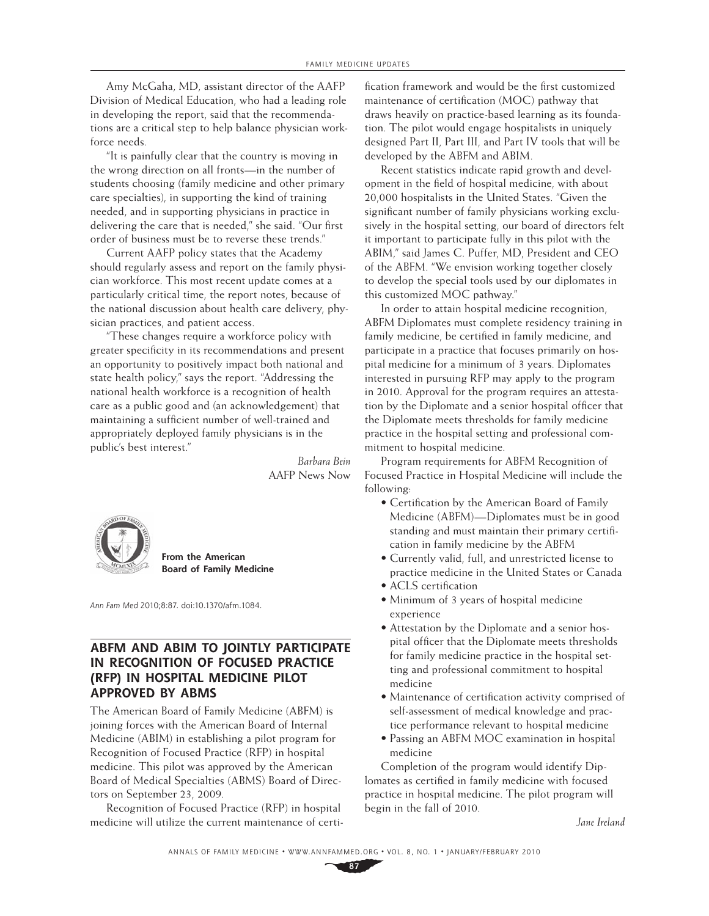Amy McGaha, MD, assistant director of the AAFP Division of Medical Education, who had a leading role in developing the report, said that the recommendations are a critical step to help balance physician workforce needs.

"It is painfully clear that the country is moving in the wrong direction on all fronts—in the number of students choosing (family medicine and other primary care specialties), in supporting the kind of training needed, and in supporting physicians in practice in delivering the care that is needed," she said. "Our first order of business must be to reverse these trends."

Current AAFP policy states that the Academy should regularly assess and report on the family physician workforce. This most recent update comes at a particularly critical time, the report notes, because of the national discussion about health care delivery, physician practices, and patient access.

"These changes require a workforce policy with greater specificity in its recommendations and present an opportunity to positively impact both national and state health policy," says the report. "Addressing the national health workforce is a recognition of health care as a public good and (an acknowledgement) that maintaining a sufficient number of well-trained and appropriately deployed family physicians is in the public's best interest."

*Barbara Bein*
AAFP News Now

**From the American Board of Family Medicine**

*Ann Fam Med* 2010;8:87. doi:10.1370/afm.1084.

## ABFM AND ABIM TO JOINTLY PARTICIPATE IN RECOGNITION OF FOCUSED PRACTICE (RFP) IN HOSPITAL MEDICINE PILOT APPROVED BY ABMS

The American Board of Family Medicine (ABFM) is joining forces with the American Board of Internal Medicine (ABIM) in establishing a pilot program for Recognition of Focused Practice (RFP) in hospital medicine. This pilot was approved by the American Board of Medical Specialties (ABMS) Board of Directors on September 23, 2009.

Recognition of Focused Practice (RFP) in hospital medicine will utilize the current maintenance of certification framework and would be the first customized maintenance of certification (MOC) pathway that draws heavily on practice-based learning as its foundation. The pilot would engage hospitalists in uniquely designed Part II, Part III, and Part IV tools that will be developed by the ABFM and ABIM.

Recent statistics indicate rapid growth and development in the field of hospital medicine, with about 20,000 hospitalists in the United States. "Given the significant number of family physicians working exclusively in the hospital setting, our board of directors felt it important to participate fully in this pilot with the ABIM," said James C. Puffer, MD, President and CEO of the ABFM. "We envision working together closely to develop the special tools used by our diplomates in this customized MOC pathway."

In order to attain hospital medicine recognition, ABFM Diplomates must complete residency training in family medicine, be certified in family medicine, and participate in a practice that focuses primarily on hospital medicine for a minimum of 3 years. Diplomates interested in pursuing RFP may apply to the program in 2010. Approval for the program requires an attestation by the Diplomate and a senior hospital officer that the Diplomate meets thresholds for family medicine practice in the hospital setting and professional commitment to hospital medicine.

Program requirements for ABFM Recognition of Focused Practice in Hospital Medicine will include the following:

- Certification by the American Board of Family Medicine (ABFM)—Diplomates must be in good standing and must maintain their primary certification in family medicine by the ABFM
- Currently valid, full, and unrestricted license to practice medicine in the United States or Canada
- ACLS certification
- Minimum of 3 years of hospital medicine experience
- Attestation by the Diplomate and a senior hospital officer that the Diplomate meets thresholds for family medicine practice in the hospital setting and professional commitment to hospital medicine
- Maintenance of certification activity comprised of self-assessment of medical knowledge and practice performance relevant to hospital medicine
- Passing an ABFM MOC examination in hospital medicine

Completion of the program would identify Diplomates as certified in family medicine with focused practice in hospital medicine. The pilot program will begin in the fall of 2010.

*Jane Ireland*